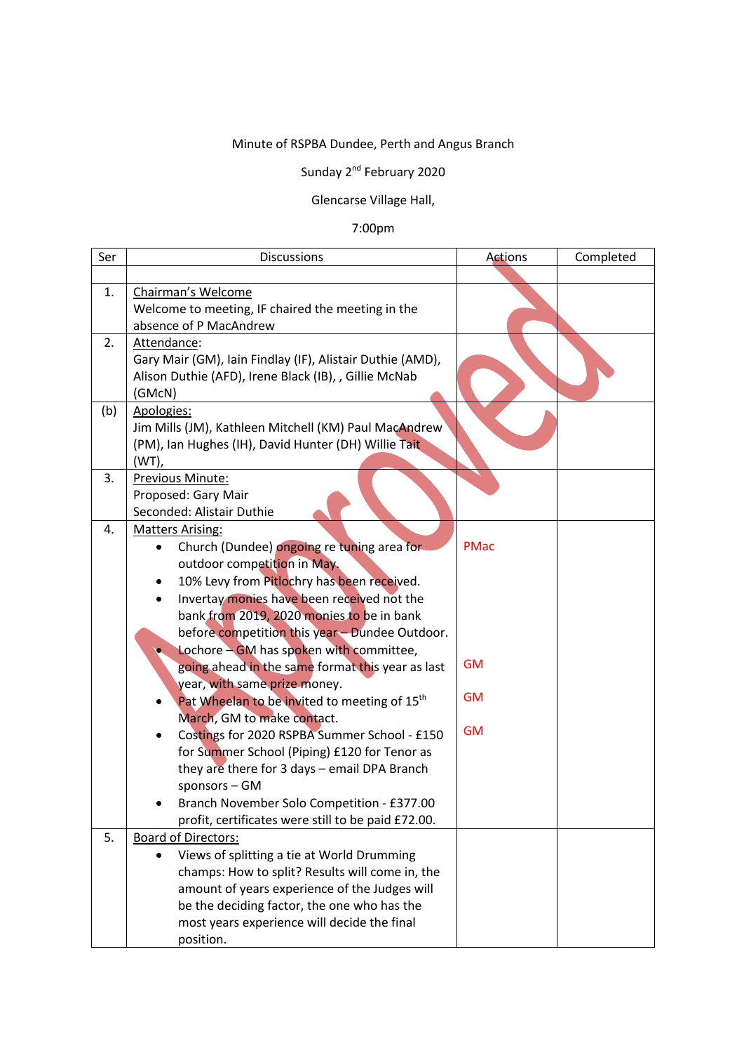Minute of RSPBA Dundee, Perth and Angus Branch

Sunday 2nd February 2020

Glencarse Village Hall,

7:00pm

| Ser | Discussions | Actions | Completed |
|---|---|---|---|
| | | | |
| 1. | Chairman's Welcome<br>Welcome to meeting, IF chaired the meeting in the absence of P MacAndrew | | |
| 2. | Attendance:<br>Gary Mair (GM), Iain Findlay (IF), Alistair Duthie (AMD), Alison Duthie (AFD), Irene Black (IB), , Gillie McNab (GMcN) | | |
| (b) | Apologies:<br>Jim Mills (JM), Kathleen Mitchell (KM) Paul MacAndrew (PM), Ian Hughes (IH), David Hunter (DH) Willie Tait (WT), | | |
| 3. | Previous Minute:<br>Proposed: Gary Mair<br>Seconded: Alistair Duthie | | |
| 4. | Matters Arising:<br>• Church (Dundee) ongoing re tuning area for outdoor competition in May.<br>• 10% Levy from Pitlochry has been received.<br>• Invertay monies have been received not the bank from 2019, 2020 monies to be in bank before competition this year – Dundee Outdoor.<br>• Lochore – GM has spoken with committee, going ahead in the same format this year as last year, with same prize money.<br>• Pat Wheelan to be invited to meeting of 15th March, GM to make contact.<br>• Costings for 2020 RSPBA Summer School - £150 for Summer School (Piping) £120 for Tenor as they are there for 3 days – email DPA Branch sponsors – GM<br>• Branch November Solo Competition - £377.00 profit, certificates were still to be paid £72.00. | PMac<br><br><br><br><br><br>GM<br><br>GM<br><br>GM | |
| 5. | Board of Directors:<br>• Views of splitting a tie at World Drumming champs: How to split? Results will come in, the amount of years experience of the Judges will be the deciding factor, the one who has the most years experience will decide the final position. | | |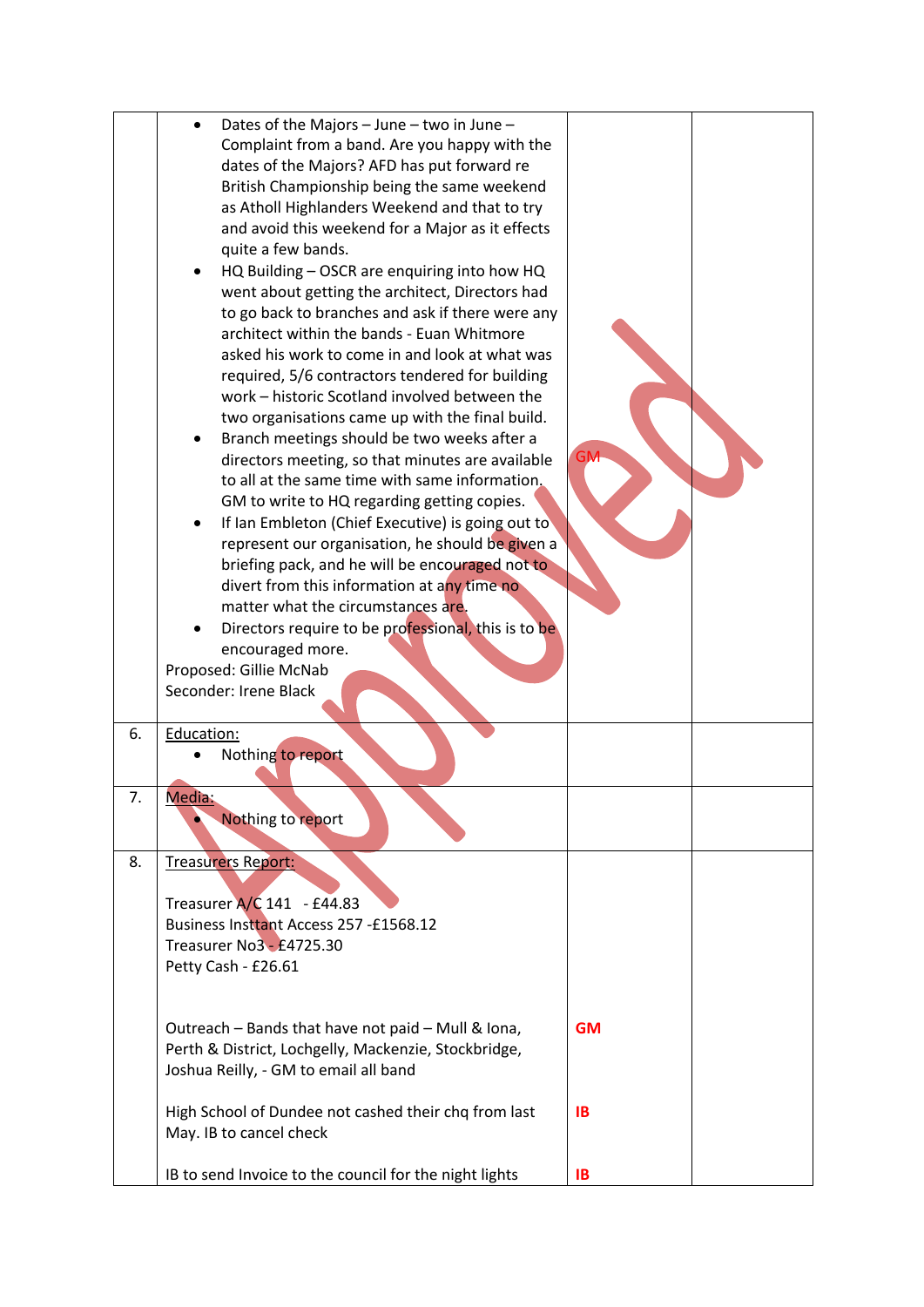| | | | |
|---|---|---|---|
| | • Dates of the Majors – June – two in June – Complaint from a band. Are you happy with the dates of the Majors? AFD has put forward re British Championship being the same weekend as Atholl Highlanders Weekend and that to try and avoid this weekend for a Major as it effects quite a few bands.<br>• HQ Building – OSCR are enquiring into how HQ went about getting the architect, Directors had to go back to branches and ask if there were any architect within the bands - Euan Whitmore asked his work to come in and look at what was required, 5/6 contractors tendered for building work – historic Scotland involved between the two organisations came up with the final build.<br>• Branch meetings should be two weeks after a directors meeting, so that minutes are available to all at the same time with same information. GM to write to HQ regarding getting copies.<br>• If Ian Embleton (Chief Executive) is going out to represent our organisation, he should be given a briefing pack, and he will be encouraged not to divert from this information at any time no matter what the circumstances are.<br>• Directors require to be professional, this is to be encouraged more.<br>Proposed: Gillie McNab<br>Seconder: Irene Black | GM | |
| 6. | Education:<br>• Nothing to report | | |
| 7. | Media:<br>• Nothing to report | | |
| 8. | Treasurers Report:<br><br>Treasurer A/C 141 - £44.83<br>Business Insttant Access 257 -£1568.12<br>Treasurer No3 - £4725.30<br>Petty Cash - £26.61<br><br>Outreach – Bands that have not paid – Mull & Iona, Perth & District, Lochgelly, Mackenzie, Stockbridge, Joshua Reilly, - GM to email all band<br><br>High School of Dundee not cashed their chq from last May. IB to cancel check<br><br>IB to send Invoice to the council for the night lights | **GM**<br><br>**IB**<br><br>**IB** | |

Approved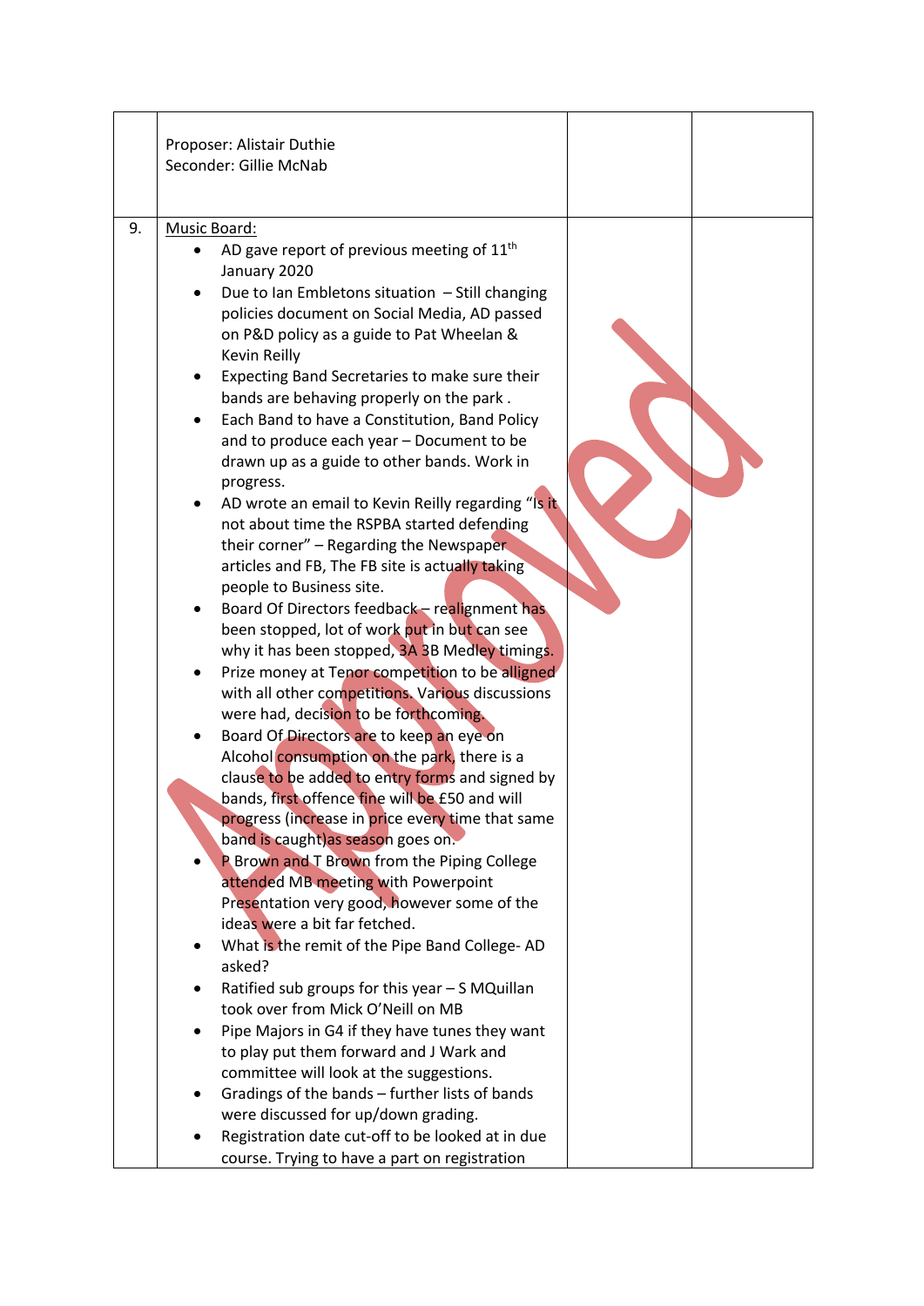| | | | |
|---|---|---|---|
| | Proposer: Alistair Duthie<br>Seconder: Gillie McNab | | |
| 9. | <u>Music Board:</u><br>• AD gave report of previous meeting of 11th January 2020<br>• Due to Ian Embletons situation – Still changing policies document on Social Media, AD passed on P&D policy as a guide to Pat Wheelan & Kevin Reilly<br>• Expecting Band Secretaries to make sure their bands are behaving properly on the park .<br>• Each Band to have a Constitution, Band Policy and to produce each year – Document to be drawn up as a guide to other bands. Work in progress.<br>• AD wrote an email to Kevin Reilly regarding "Is it not about time the RSPBA started defending their corner" – Regarding the Newspaper articles and FB, The FB site is actually taking people to Business site.<br>• Board Of Directors feedback – realignment has been stopped, lot of work put in but can see why it has been stopped, 3A 3B Medley timings.<br>• Prize money at Tenor competition to be alligned with all other competitions. Various discussions were had, decision to be forthcoming.<br>• Board Of Directors are to keep an eye on Alcohol consumption on the park, there is a clause to be added to entry forms and signed by bands, first offence fine will be £50 and will progress (increase in price every time that same band is caught)as season goes on.<br>• P Brown and T Brown from the Piping College attended MB meeting with Powerpoint Presentation very good, however some of the ideas were a bit far fetched.<br>• What is the remit of the Pipe Band College- AD asked?<br>• Ratified sub groups for this year – S MQuillan took over from Mick O'Neill on MB<br>• Pipe Majors in G4 if they have tunes they want to play put them forward and J Wark and committee will look at the suggestions.<br>• Gradings of the bands – further lists of bands were discussed for up/down grading.<br>• Registration date cut-off to be looked at in due course. Trying to have a part on registration | | |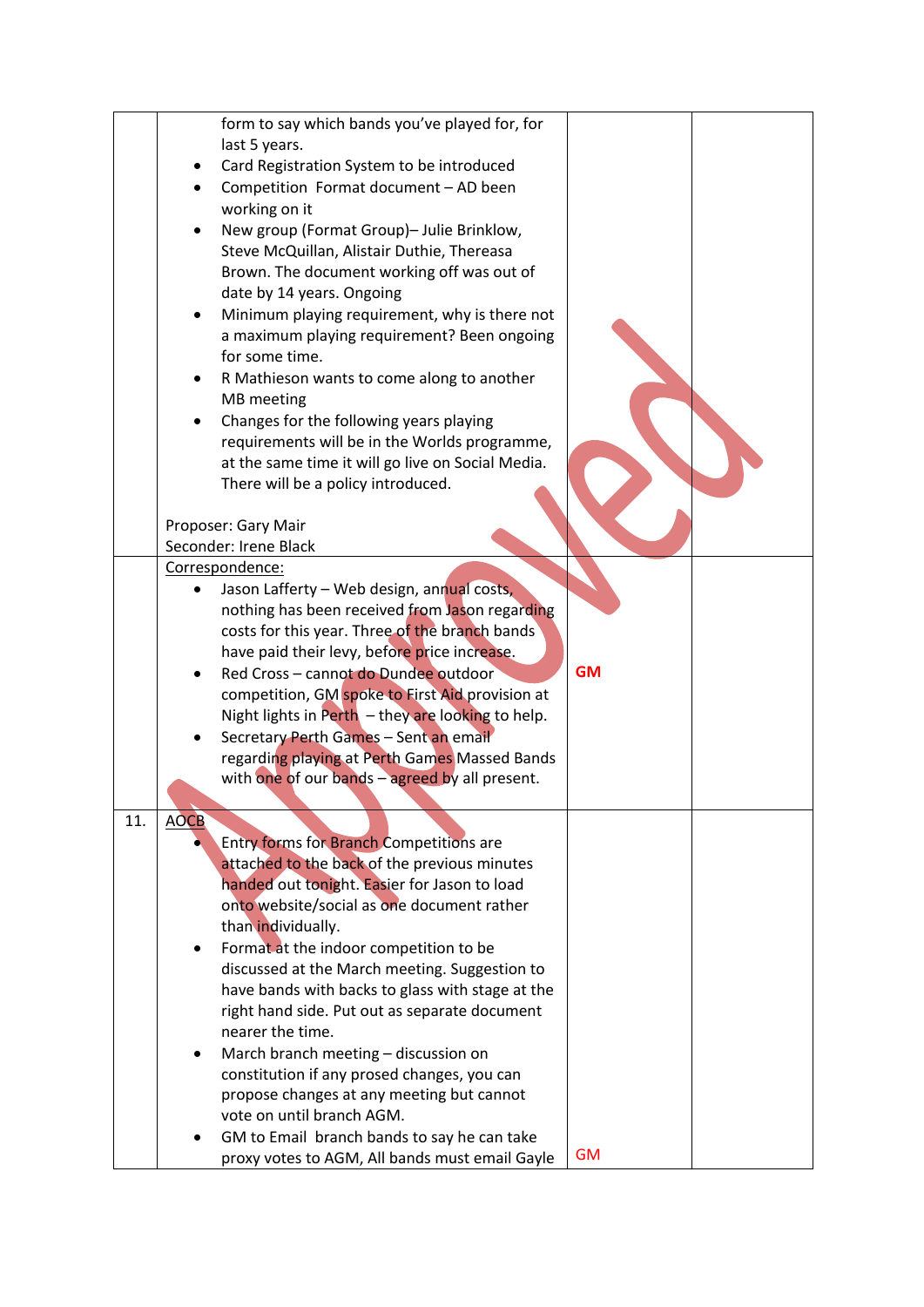| | | | |
|---|---|---|---|
| | form to say which bands you've played for, for last 5 years.<br>• Card Registration System to be introduced<br>• Competition Format document – AD been working on it<br>• New group (Format Group)– Julie Brinklow, Steve McQuillan, Alistair Duthie, Thereasa Brown. The document working off was out of date by 14 years. Ongoing<br>• Minimum playing requirement, why is there not a maximum playing requirement? Been ongoing for some time.<br>• R Mathieson wants to come along to another MB meeting<br>• Changes for the following years playing requirements will be in the Worlds programme, at the same time it will go live on Social Media. There will be a policy introduced.<br><br>Proposer: Gary Mair<br>Seconder: Irene Black | | |
| | Correspondence:<br>• Jason Lafferty – Web design, annual costs, nothing has been received from Jason regarding costs for this year. Three of the branch bands have paid their levy, before price increase.<br>• Red Cross – cannot do Dundee outdoor competition, GM spoke to First Aid provision at Night lights in Perth – they are looking to help.<br>• Secretary Perth Games – Sent an email regarding playing at Perth Games Massed Bands with one of our bands – agreed by all present. | **GM** | |
| 11. | AOCB<br>• Entry forms for Branch Competitions are attached to the back of the previous minutes handed out tonight. Easier for Jason to load onto website/social as one document rather than individually.<br>• Format at the indoor competition to be discussed at the March meeting. Suggestion to have bands with backs to glass with stage at the right hand side. Put out as separate document nearer the time.<br>• March branch meeting – discussion on constitution if any prosed changes, you can propose changes at any meeting but cannot vote on until branch AGM.<br>• GM to Email branch bands to say he can take proxy votes to AGM, All bands must email Gayle | GM | |

Approved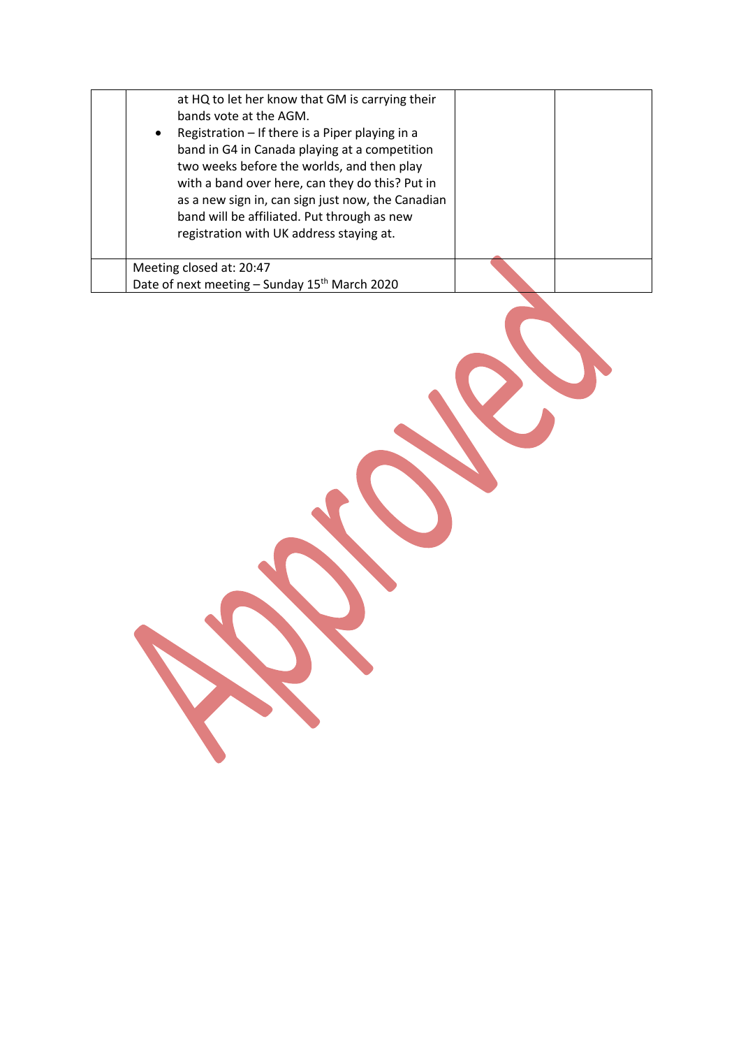| | | | |
|---|---|---|---|
| | at HQ to let her know that GM is carrying their bands vote at the AGM.<br>• Registration – If there is a Piper playing in a band in G4 in Canada playing at a competition two weeks before the worlds, and then play with a band over here, can they do this? Put in as a new sign in, can sign just now, the Canadian band will be affiliated. Put through as new registration with UK address staying at. | | |
| | Meeting closed at: 20:47<br>Date of next meeting – Sunday 15th March 2020 | | |

Approved